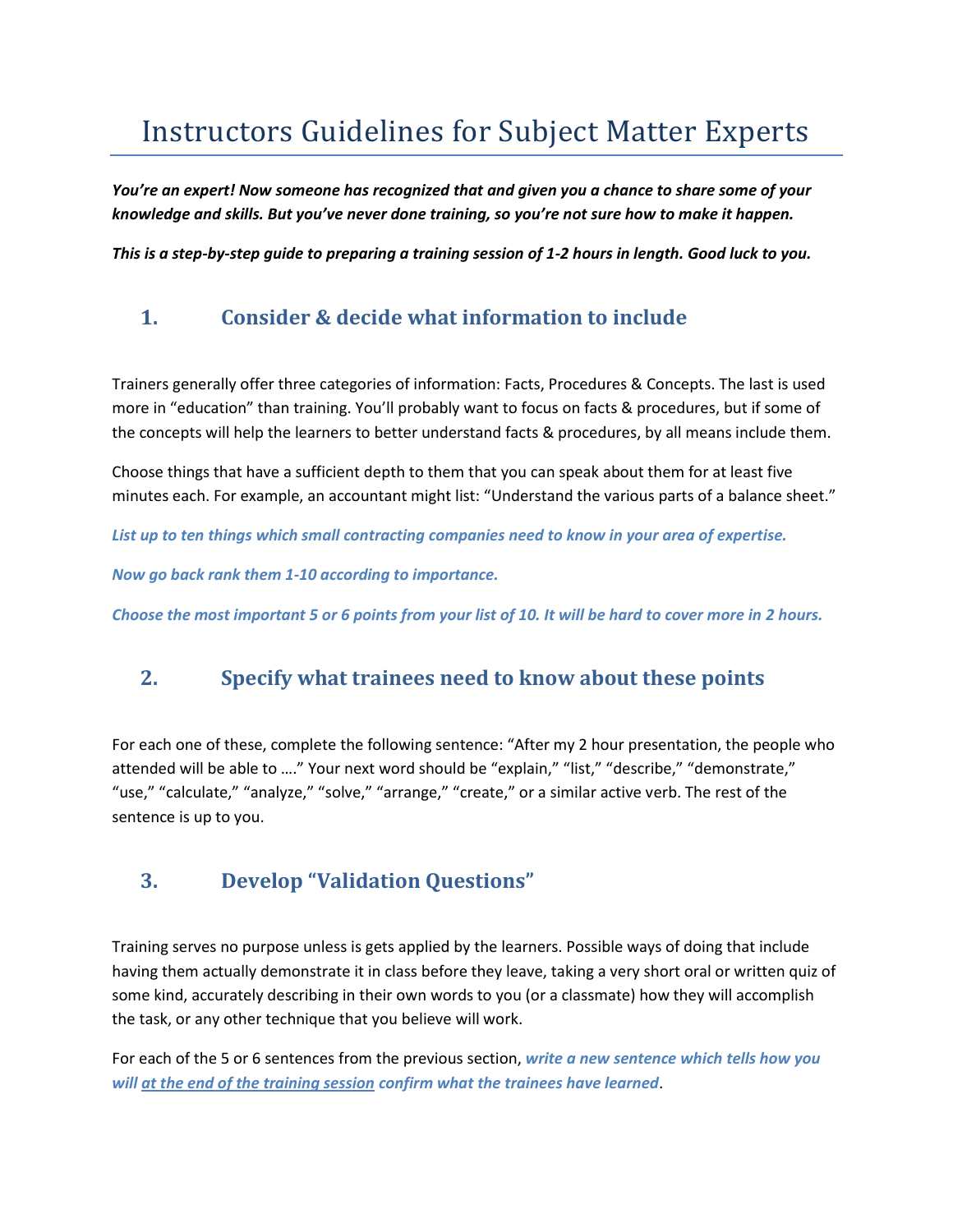# Instructors Guidelines for Subject Matter Experts

***You're an expert! Now someone has recognized that and given you a chance to share some of your knowledge and skills. But you've never done training, so you're not sure how to make it happen.***

***This is a step-by-step guide to preparing a training session of 1-2 hours in length. Good luck to you.***

## 1. Consider & decide what information to include

Trainers generally offer three categories of information: Facts, Procedures & Concepts. The last is used more in "education" than training. You'll probably want to focus on facts & procedures, but if some of the concepts will help the learners to better understand facts & procedures, by all means include them.

Choose things that have a sufficient depth to them that you can speak about them for at least five minutes each. For example, an accountant might list: "Understand the various parts of a balance sheet."

***List up to ten things which small contracting companies need to know in your area of expertise.***

***Now go back rank them 1-10 according to importance.***

***Choose the most important 5 or 6 points from your list of 10. It will be hard to cover more in 2 hours.***

## 2. Specify what trainees need to know about these points

For each one of these, complete the following sentence: "After my 2 hour presentation, the people who attended will be able to …." Your next word should be "explain," "list," "describe," "demonstrate," "use," "calculate," "analyze," "solve," "arrange," "create," or a similar active verb. The rest of the sentence is up to you.

## 3. Develop "Validation Questions"

Training serves no purpose unless is gets applied by the learners. Possible ways of doing that include having them actually demonstrate it in class before they leave, taking a very short oral or written quiz of some kind, accurately describing in their own words to you (or a classmate) how they will accomplish the task, or any other technique that you believe will work.

For each of the 5 or 6 sentences from the previous section, ***write a new sentence which tells how you will <u>at the end of the training session</u> confirm what the trainees have learned***.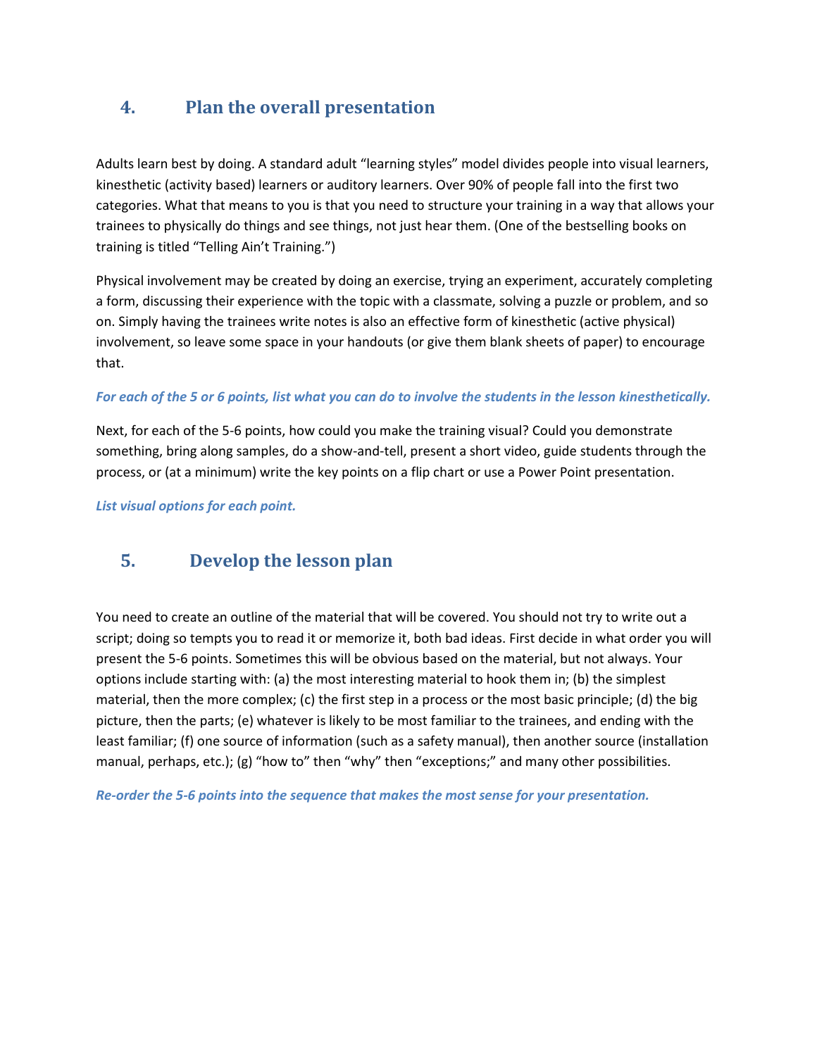## 4. Plan the overall presentation

Adults learn best by doing. A standard adult “learning styles” model divides people into visual learners, kinesthetic (activity based) learners or auditory learners. Over 90% of people fall into the first two categories. What that means to you is that you need to structure your training in a way that allows your trainees to physically do things and see things, not just hear them. (One of the bestselling books on training is titled “Telling Ain’t Training.”)

Physical involvement may be created by doing an exercise, trying an experiment, accurately completing a form, discussing their experience with the topic with a classmate, solving a puzzle or problem, and so on. Simply having the trainees write notes is also an effective form of kinesthetic (active physical) involvement, so leave some space in your handouts (or give them blank sheets of paper) to encourage that.

***For each of the 5 or 6 points, list what you can do to involve the students in the lesson kinesthetically.***

Next, for each of the 5-6 points, how could you make the training visual? Could you demonstrate something, bring along samples, do a show-and-tell, present a short video, guide students through the process, or (at a minimum) write the key points on a flip chart or use a Power Point presentation.

***List visual options for each point.***

## 5. Develop the lesson plan

You need to create an outline of the material that will be covered. You should not try to write out a script; doing so tempts you to read it or memorize it, both bad ideas. First decide in what order you will present the 5-6 points. Sometimes this will be obvious based on the material, but not always. Your options include starting with: (a) the most interesting material to hook them in; (b) the simplest material, then the more complex; (c) the first step in a process or the most basic principle; (d) the big picture, then the parts; (e) whatever is likely to be most familiar to the trainees, and ending with the least familiar; (f) one source of information (such as a safety manual), then another source (installation manual, perhaps, etc.); (g) “how to” then “why” then “exceptions;” and many other possibilities.

***Re-order the 5-6 points into the sequence that makes the most sense for your presentation.***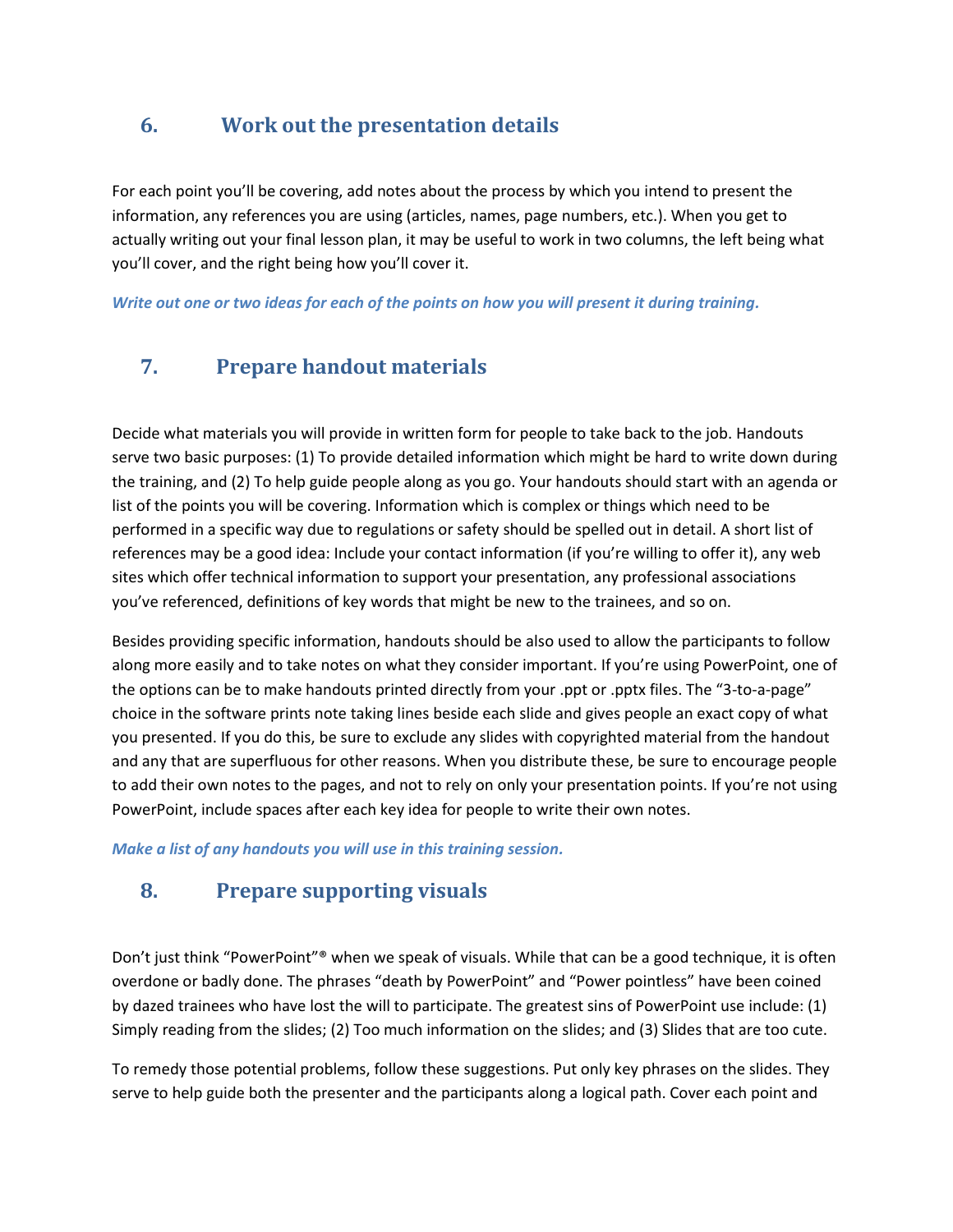## 6. Work out the presentation details

For each point you'll be covering, add notes about the process by which you intend to present the information, any references you are using (articles, names, page numbers, etc.). When you get to actually writing out your final lesson plan, it may be useful to work in two columns, the left being what you'll cover, and the right being how you'll cover it.

***Write out one or two ideas for each of the points on how you will present it during training.***

## 7. Prepare handout materials

Decide what materials you will provide in written form for people to take back to the job. Handouts serve two basic purposes: (1) To provide detailed information which might be hard to write down during the training, and (2) To help guide people along as you go. Your handouts should start with an agenda or list of the points you will be covering. Information which is complex or things which need to be performed in a specific way due to regulations or safety should be spelled out in detail. A short list of references may be a good idea: Include your contact information (if you're willing to offer it), any web sites which offer technical information to support your presentation, any professional associations you've referenced, definitions of key words that might be new to the trainees, and so on.

Besides providing specific information, handouts should be also used to allow the participants to follow along more easily and to take notes on what they consider important. If you're using PowerPoint, one of the options can be to make handouts printed directly from your .ppt or .pptx files. The "3-to-a-page" choice in the software prints note taking lines beside each slide and gives people an exact copy of what you presented. If you do this, be sure to exclude any slides with copyrighted material from the handout and any that are superfluous for other reasons. When you distribute these, be sure to encourage people to add their own notes to the pages, and not to rely on only your presentation points. If you're not using PowerPoint, include spaces after each key idea for people to write their own notes.

***Make a list of any handouts you will use in this training session.***

## 8. Prepare supporting visuals

Don't just think "PowerPoint"® when we speak of visuals. While that can be a good technique, it is often overdone or badly done. The phrases "death by PowerPoint" and "Power pointless" have been coined by dazed trainees who have lost the will to participate. The greatest sins of PowerPoint use include: (1) Simply reading from the slides; (2) Too much information on the slides; and (3) Slides that are too cute.

To remedy those potential problems, follow these suggestions. Put only key phrases on the slides. They serve to help guide both the presenter and the participants along a logical path. Cover each point and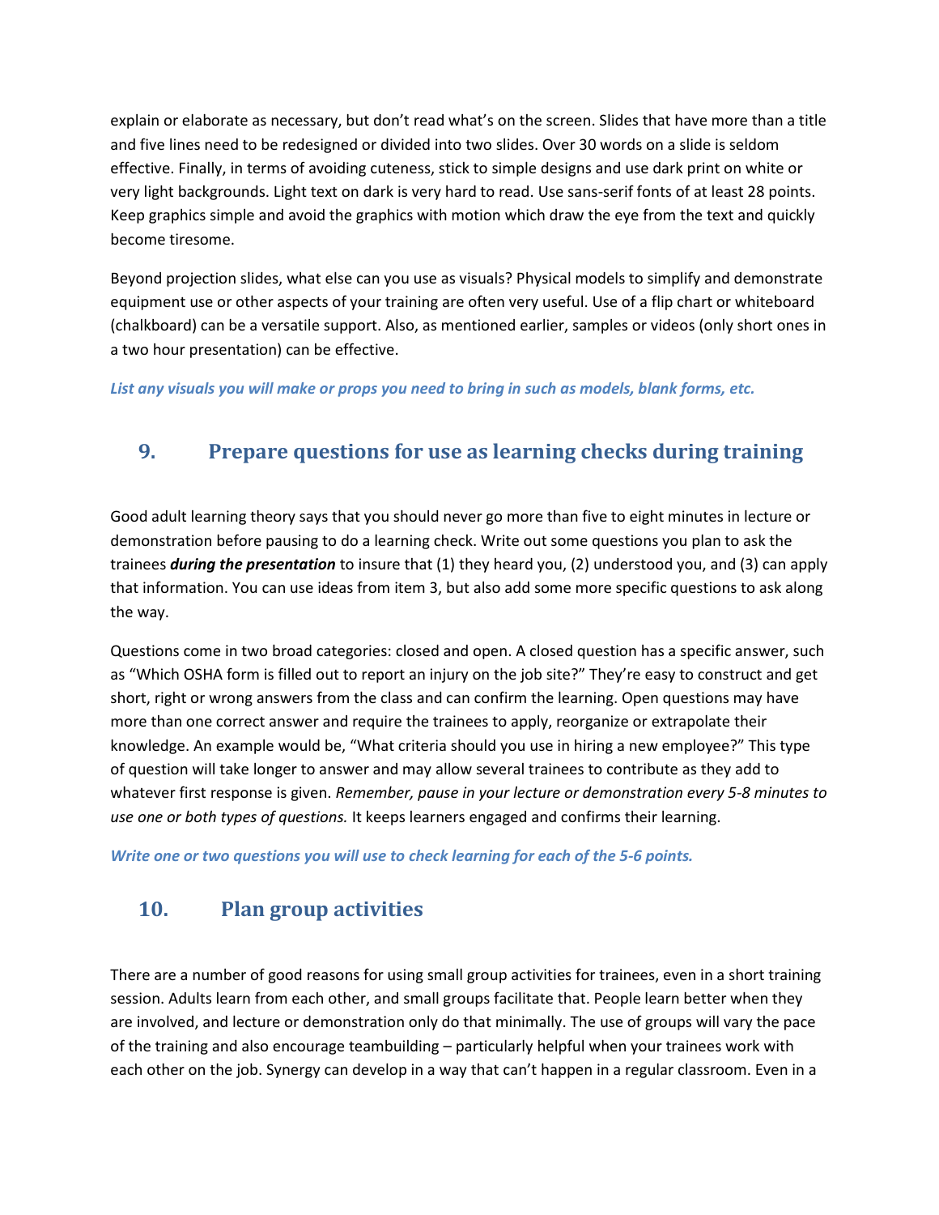explain or elaborate as necessary, but don't read what's on the screen. Slides that have more than a title and five lines need to be redesigned or divided into two slides. Over 30 words on a slide is seldom effective. Finally, in terms of avoiding cuteness, stick to simple designs and use dark print on white or very light backgrounds. Light text on dark is very hard to read. Use sans-serif fonts of at least 28 points. Keep graphics simple and avoid the graphics with motion which draw the eye from the text and quickly become tiresome.

Beyond projection slides, what else can you use as visuals? Physical models to simplify and demonstrate equipment use or other aspects of your training are often very useful. Use of a flip chart or whiteboard (chalkboard) can be a versatile support. Also, as mentioned earlier, samples or videos (only short ones in a two hour presentation) can be effective.

***List any visuals you will make or props you need to bring in such as models, blank forms, etc.***

## 9. Prepare questions for use as learning checks during training

Good adult learning theory says that you should never go more than five to eight minutes in lecture or demonstration before pausing to do a learning check. Write out some questions you plan to ask the trainees ***during the presentation*** to insure that (1) they heard you, (2) understood you, and (3) can apply that information. You can use ideas from item 3, but also add some more specific questions to ask along the way.

Questions come in two broad categories: closed and open. A closed question has a specific answer, such as "Which OSHA form is filled out to report an injury on the job site?" They're easy to construct and get short, right or wrong answers from the class and can confirm the learning. Open questions may have more than one correct answer and require the trainees to apply, reorganize or extrapolate their knowledge. An example would be, "What criteria should you use in hiring a new employee?" This type of question will take longer to answer and may allow several trainees to contribute as they add to whatever first response is given. *Remember, pause in your lecture or demonstration every 5-8 minutes to use one or both types of questions.* It keeps learners engaged and confirms their learning.

***Write one or two questions you will use to check learning for each of the 5-6 points.***

## 10. Plan group activities

There are a number of good reasons for using small group activities for trainees, even in a short training session. Adults learn from each other, and small groups facilitate that. People learn better when they are involved, and lecture or demonstration only do that minimally. The use of groups will vary the pace of the training and also encourage teambuilding – particularly helpful when your trainees work with each other on the job. Synergy can develop in a way that can't happen in a regular classroom. Even in a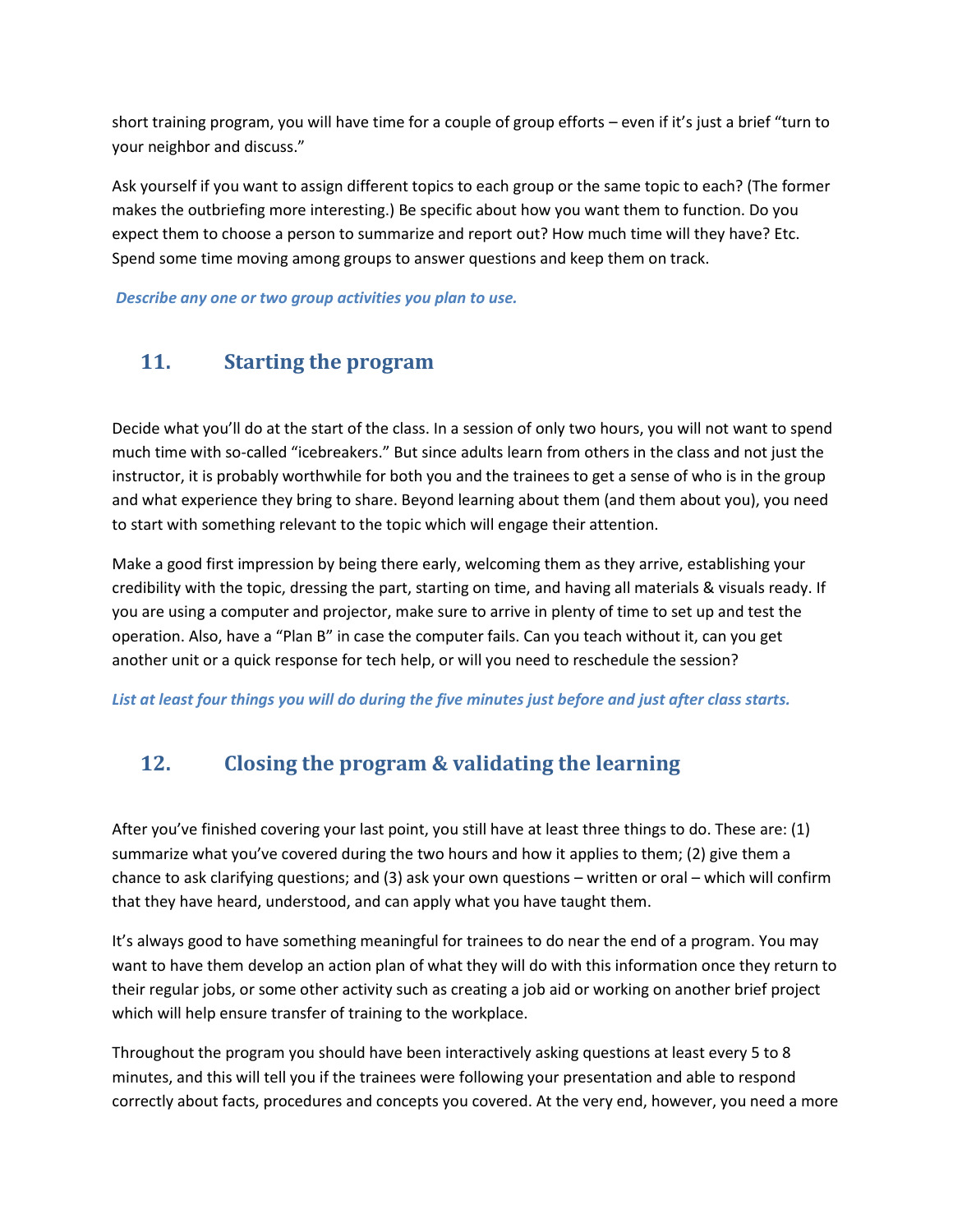short training program, you will have time for a couple of group efforts – even if it's just a brief "turn to your neighbor and discuss."

Ask yourself if you want to assign different topics to each group or the same topic to each? (The former makes the outbriefing more interesting.) Be specific about how you want them to function. Do you expect them to choose a person to summarize and report out? How much time will they have? Etc. Spend some time moving among groups to answer questions and keep them on track.

***Describe any one or two group activities you plan to use.***

## 11. Starting the program

Decide what you'll do at the start of the class. In a session of only two hours, you will not want to spend much time with so-called "icebreakers." But since adults learn from others in the class and not just the instructor, it is probably worthwhile for both you and the trainees to get a sense of who is in the group and what experience they bring to share. Beyond learning about them (and them about you), you need to start with something relevant to the topic which will engage their attention.

Make a good first impression by being there early, welcoming them as they arrive, establishing your credibility with the topic, dressing the part, starting on time, and having all materials & visuals ready. If you are using a computer and projector, make sure to arrive in plenty of time to set up and test the operation. Also, have a "Plan B" in case the computer fails. Can you teach without it, can you get another unit or a quick response for tech help, or will you need to reschedule the session?

***List at least four things you will do during the five minutes just before and just after class starts.***

## 12. Closing the program & validating the learning

After you've finished covering your last point, you still have at least three things to do. These are: (1) summarize what you've covered during the two hours and how it applies to them; (2) give them a chance to ask clarifying questions; and (3) ask your own questions – written or oral – which will confirm that they have heard, understood, and can apply what you have taught them.

It's always good to have something meaningful for trainees to do near the end of a program. You may want to have them develop an action plan of what they will do with this information once they return to their regular jobs, or some other activity such as creating a job aid or working on another brief project which will help ensure transfer of training to the workplace.

Throughout the program you should have been interactively asking questions at least every 5 to 8 minutes, and this will tell you if the trainees were following your presentation and able to respond correctly about facts, procedures and concepts you covered. At the very end, however, you need a more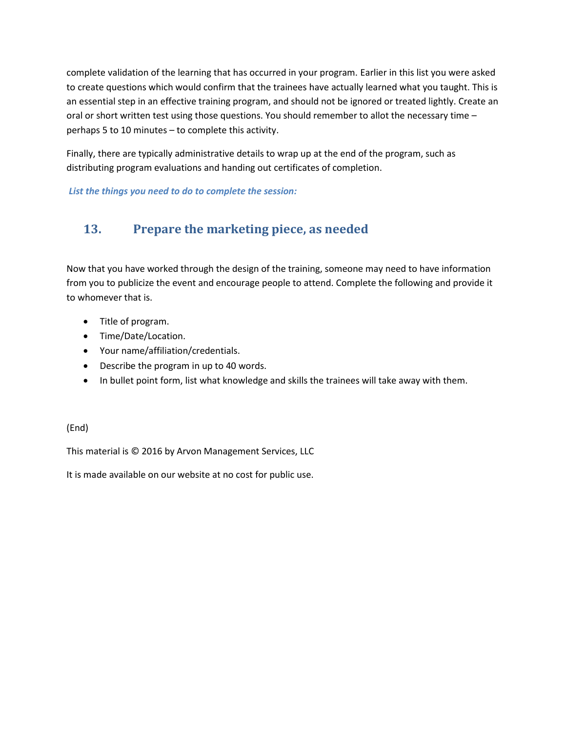complete validation of the learning that has occurred in your program. Earlier in this list you were asked to create questions which would confirm that the trainees have actually learned what you taught. This is an essential step in an effective training program, and should not be ignored or treated lightly. Create an oral or short written test using those questions. You should remember to allot the necessary time – perhaps 5 to 10 minutes – to complete this activity.

Finally, there are typically administrative details to wrap up at the end of the program, such as distributing program evaluations and handing out certificates of completion.

***List the things you need to do to complete the session:***

## 13. Prepare the marketing piece, as needed

Now that you have worked through the design of the training, someone may need to have information from you to publicize the event and encourage people to attend. Complete the following and provide it to whomever that is.

- Title of program.
- Time/Date/Location.
- Your name/affiliation/credentials.
- Describe the program in up to 40 words.
- In bullet point form, list what knowledge and skills the trainees will take away with them.

(End)

This material is © 2016 by Arvon Management Services, LLC

It is made available on our website at no cost for public use.